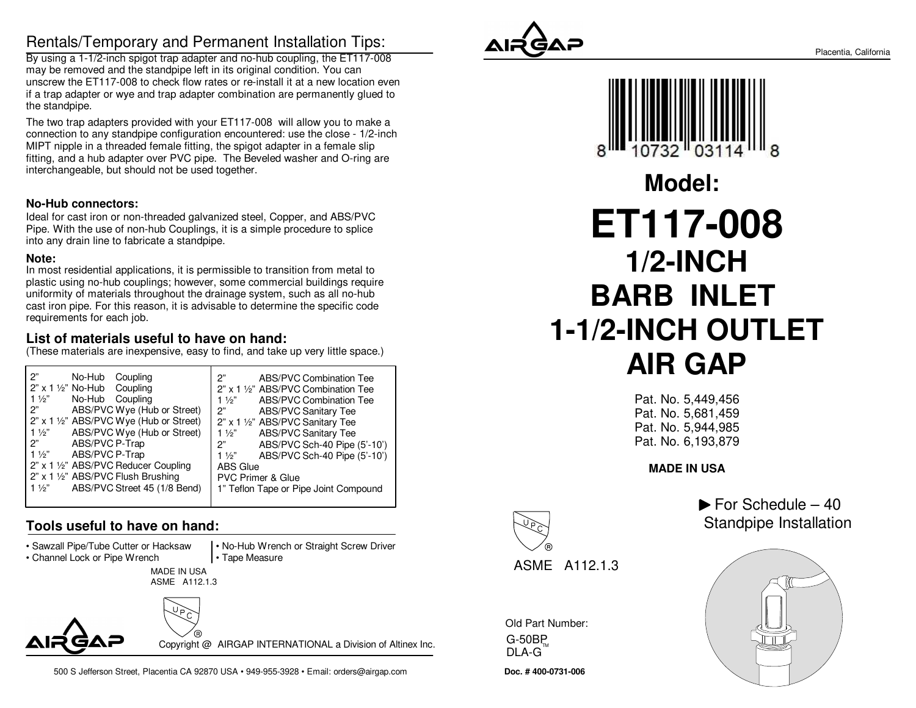## Rentals/Temporary and Permanent Installation Tips:

By using a 1-1/2-inch spigot trap adapter and no-hub coupling, the ET117-008 may be removed and the standpipe left in its original condition. You can unscrew the ET117-008 to check flow rates or re-install it at a new location even if a trap adapter or wye and trap adapter combination are permanently glued to the standpipe.

The two trap adapters provided with your ET117-008 will allow you to make a connection to any standpipe configuration encountered: use the close - 1/2-inch MIPT nipple in a threaded female fitting, the spigot adapter in a female slip fitting, and a hub adapter over PVC pipe. The Beveled washer and O-ring are interchangeable, but should not be used together.

**No-Hub connectors:**
Ideal for cast iron or non-threaded galvanized steel, Copper, and ABS/PVC Pipe. With the use of non-hub Couplings, it is a simple procedure to splice into any drain line to fabricate a standpipe.

**Note:**
In most residential applications, it is permissible to transition from metal to plastic using no-hub couplings; however, some commercial buildings require uniformity of materials throughout the drainage system, such as all no-hub cast iron pipe. For this reason, it is advisable to determine the specific code requirements for each job.

### List of materials useful to have on hand:

(These materials are inexpensive, easy to find, and take up very little space.)

| Size | Item | Size | Item |
|---|---|---|---|
| 2” | No-Hub Coupling | 2” | ABS/PVC Combination Tee |
| 2” x 1 ½” | No-Hub Coupling | 2” x 1 ½” | ABS/PVC Combination Tee |
| 1 ½” | No-Hub Coupling | 1 ½” | ABS/PVC Combination Tee |
| 2” | ABS/PVC Wye (Hub or Street) | 2” | ABS/PVC Sanitary Tee |
| 2” x 1 ½” | ABS/PVC Wye (Hub or Street) | 2” x 1 ½” | ABS/PVC Sanitary Tee |
| 1 ½” | ABS/PVC Wye (Hub or Street) | 1 ½” | ABS/PVC Sanitary Tee |
| 2” | ABS/PVC P-Trap | 2” | ABS/PVC Sch-40 Pipe (5’-10’) |
| 1 ½” | ABS/PVC P-Trap | 1 ½” | ABS/PVC Sch-40 Pipe (5’-10’) |
| 2” x 1 ½” | ABS/PVC Reducer Coupling | | ABS Glue |
| 2” x 1 ½” | ABS/PVC Flush Brushing | | PVC Primer & Glue |
| 1 ½” | ABS/PVC Street 45 (1/8 Bend) | | 1” Teflon Tape or Pipe Joint Compound |

### Tools useful to have on hand:

- Sawzall Pipe/Tube Cutter or Hacksaw
- Channel Lock or Pipe Wrench
- No-Hub Wrench or Straight Screw Driver
- Tape Measure

MADE IN USA
ASME A112.1.3

UPC®

AIRGAP

Copyright @ AIRGAP INTERNATIONAL a Division of Altinex Inc.

500 S Jefferson Street, Placentia CA 92870 USA • 949-955-3928 • Email: orders@airgap.com

---

AIRGAP

Placentia, California

8 10732 03114 8

# Model:

# ET117-008

## 1/2-INCH BARB INLET 1-1/2-INCH OUTLET AIR GAP

Pat. No. 5,449,456
Pat. No. 5,681,459
Pat. No. 5,944,985
Pat. No. 6,193,879

**MADE IN USA**

UPC®

ASME A112.1.3

► For Schedule – 40 Standpipe Installation

Old Part Number:
G-50BP™
DLA-G

**Doc. # 400-0731-006**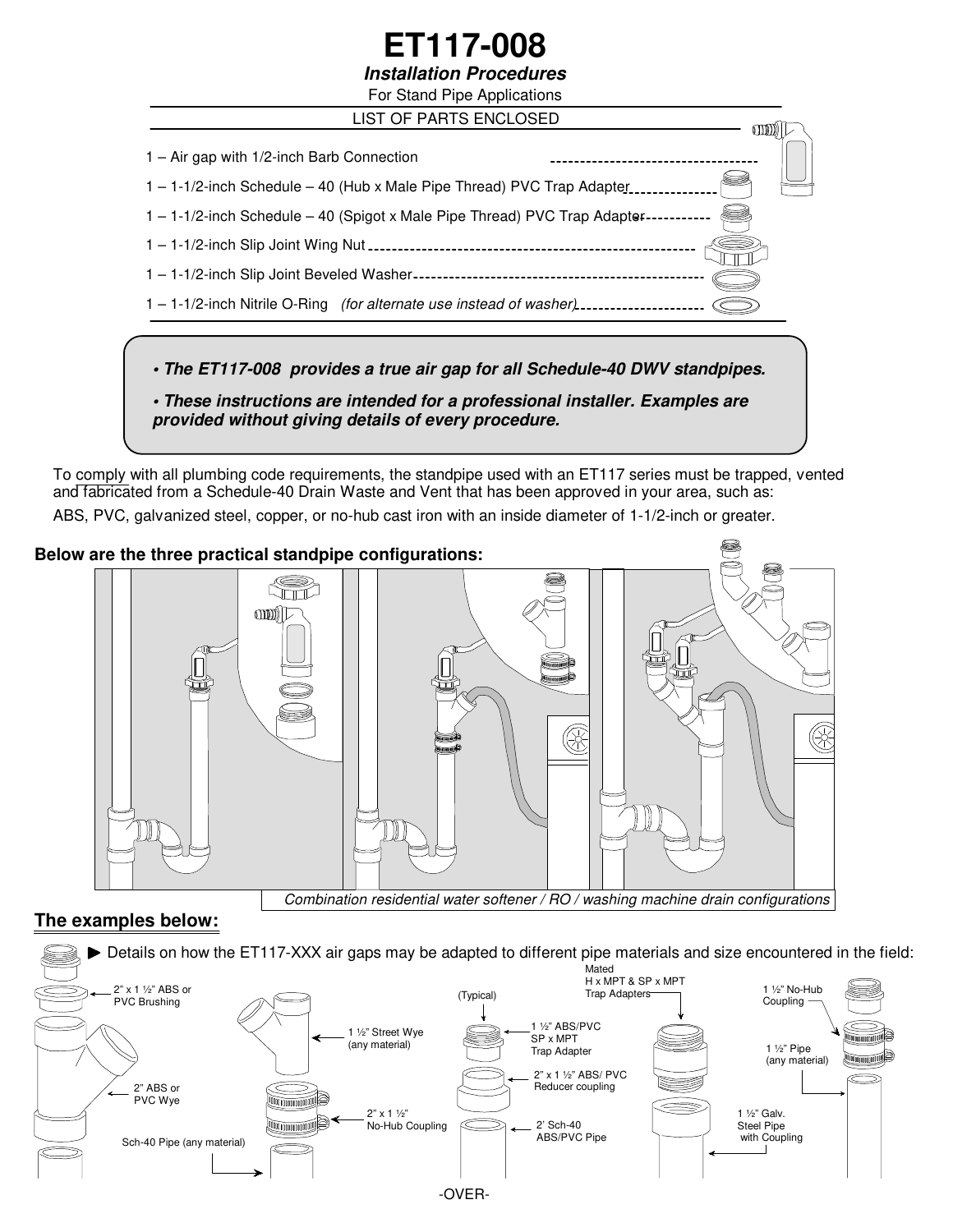# ET117-008

***Installation Procedures***

For Stand Pipe Applications

LIST OF PARTS ENCLOSED

1 – Air gap with 1/2-inch Barb Connection

1 – 1-1/2-inch Schedule – 40 (Hub x Male Pipe Thread) PVC Trap Adapter

1 – 1-1/2-inch Schedule – 40 (Spigot x Male Pipe Thread) PVC Trap Adapter

1 – 1-1/2-inch Slip Joint Wing Nut

1 – 1-1/2-inch Slip Joint Beveled Washer

1 – 1-1/2-inch Nitrile O-Ring *(for alternate use instead of washer)*

***• The ET117-008 provides a true air gap for all Schedule-40 DWV standpipes.***

***• These instructions are intended for a professional installer. Examples are provided without giving details of every procedure.***

To comply with all plumbing code requirements, the standpipe used with an ET117 series must be trapped, vented and fabricated from a Schedule-40 Drain Waste and Vent that has been approved in your area, such as:

ABS, PVC, galvanized steel, copper, or no-hub cast iron with an inside diameter of 1-1/2-inch or greater.

**Below are the three practical standpipe configurations:**

*Combination residential water softener / RO / washing machine drain configurations*

## The examples below:

► Details on how the ET117-XXX air gaps may be adapted to different pipe materials and size encountered in the field:

2" x 1 ½" ABS or PVC Brushing

2" ABS or PVC Wye

Sch-40 Pipe (any material)

1 ½" Street Wye (any material)

2" x 1 ½" No-Hub Coupling

(Typical)

1 ½" ABS/PVC SP x MPT Trap Adapter

2" x 1 ½" ABS/ PVC Reducer coupling

2' Sch-40 ABS/PVC Pipe

Mated H x MPT & SP x MPT Trap Adapters

1 ½" Galv. Steel Pipe with Coupling

1 ½" No-Hub Coupling

1 ½" Pipe (any material)

-OVER-